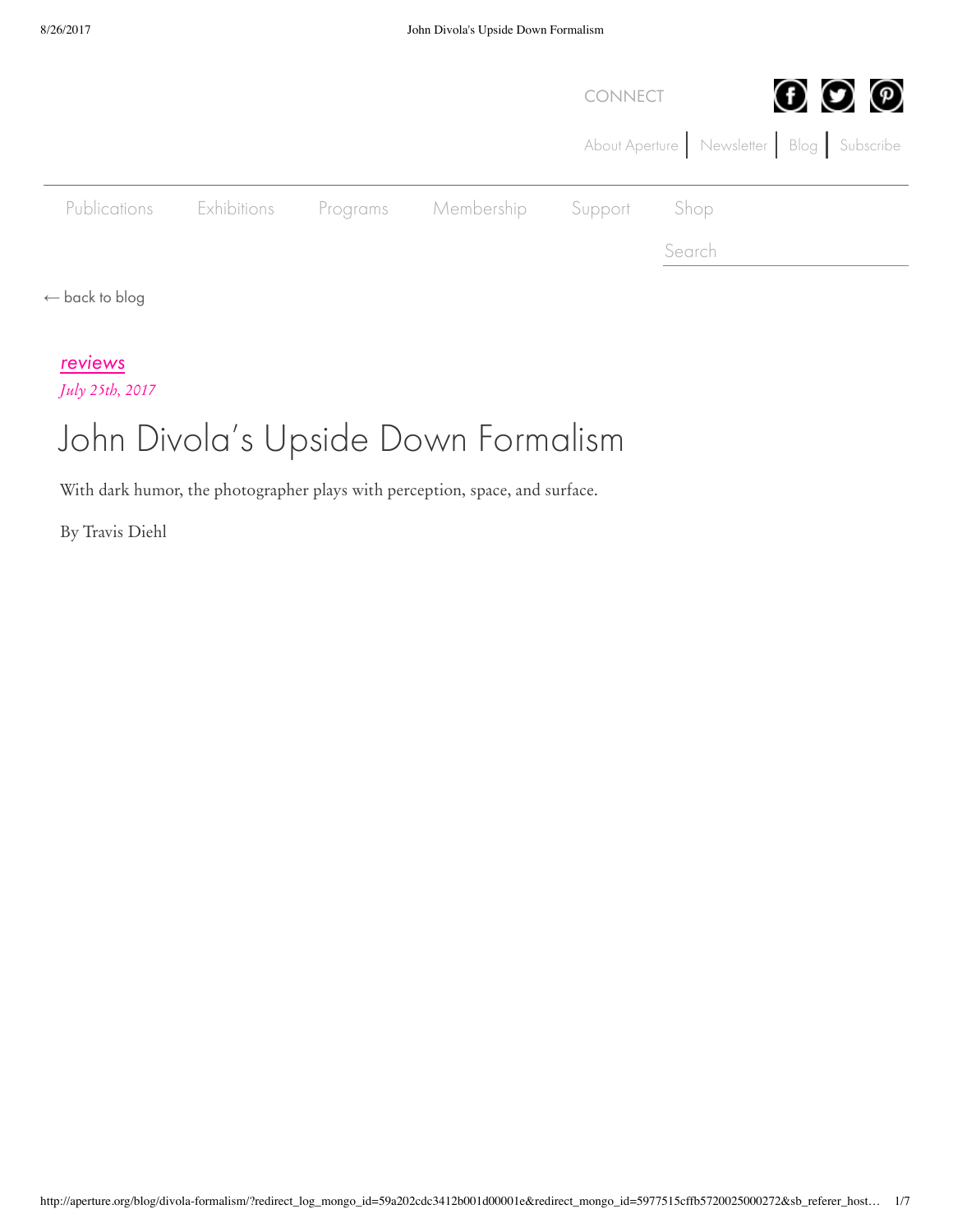CONNECT

About Aperture | Newsletter | Blog | Subscribe

Publications Exhibitions Programs Membership Support Shop

Search

← back to blog

*reviews*

*July 25th, 2017*

# John Divola's Upside Down Formalism

With dark humor, the photographer plays with perception, space, and surface.

By Travis Diehl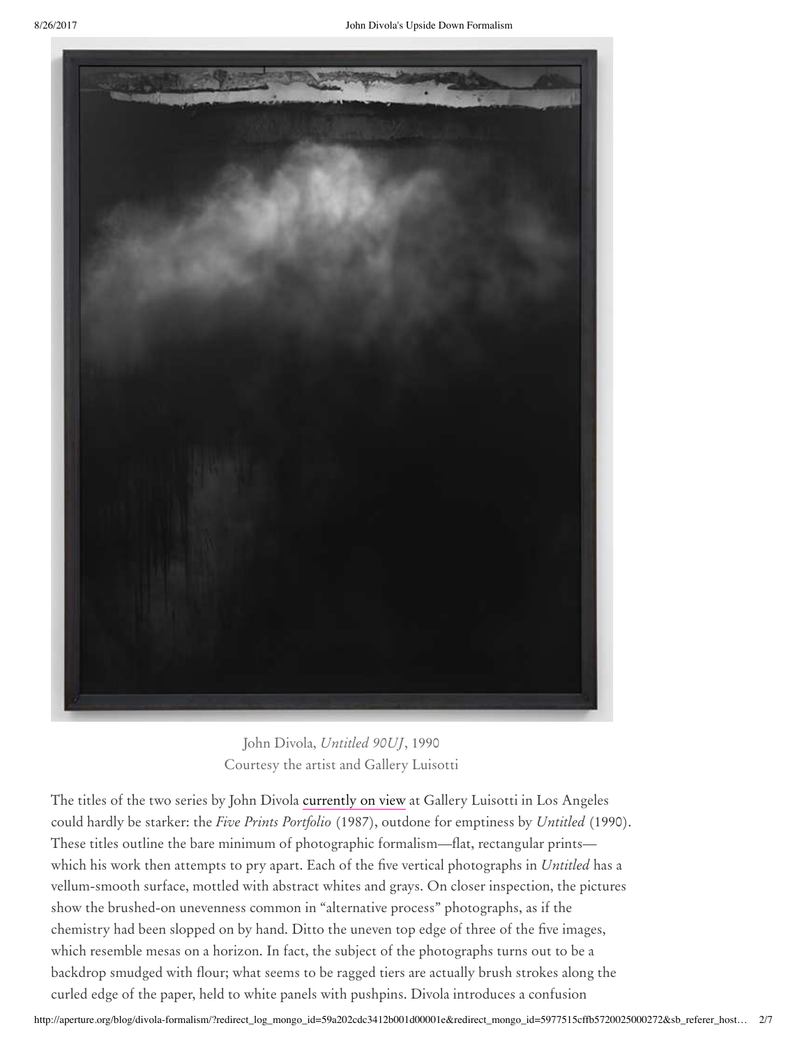John Divola, *Untitled 90UJ*, 1990
Courtesy the artist and Gallery Luisotti

The titles of the two series by John Divola currently on view at Gallery Luisotti in Los Angeles could hardly be starker: the *Five Prints Portfolio* (1987), outdone for emptiness by *Untitled* (1990). These titles outline the bare minimum of photographic formalism—flat, rectangular prints—which his work then attempts to pry apart. Each of the five vertical photographs in *Untitled* has a vellum-smooth surface, mottled with abstract whites and grays. On closer inspection, the pictures show the brushed-on unevenness common in "alternative process" photographs, as if the chemistry had been slopped on by hand. Ditto the uneven top edge of three of the five images, which resemble mesas on a horizon. In fact, the subject of the photographs turns out to be a backdrop smudged with flour; what seems to be ragged tiers are actually brush strokes along the curled edge of the paper, held to white panels with pushpins. Divola introduces a confusion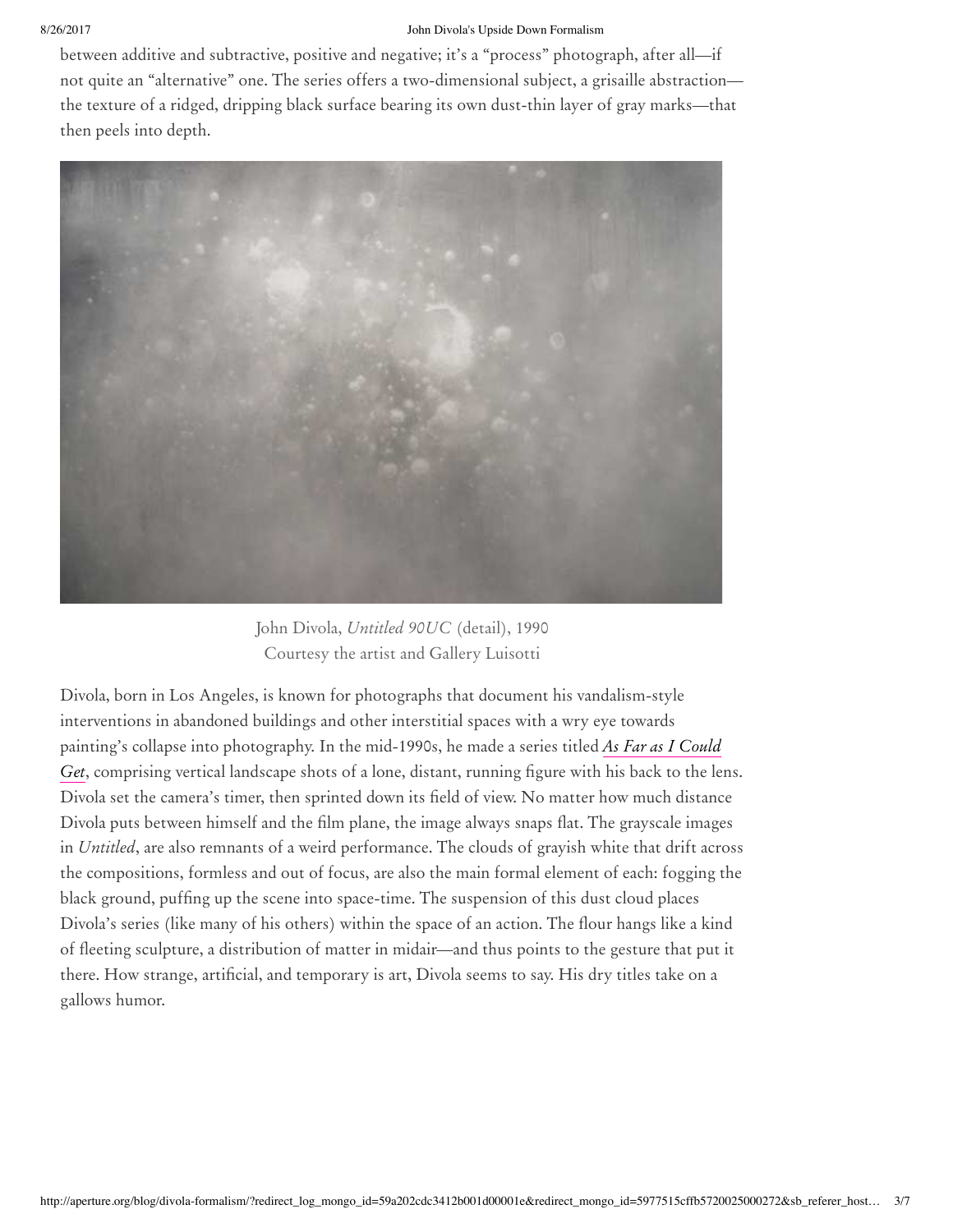between additive and subtractive, positive and negative; it's a "process" photograph, after all—if not quite an "alternative" one. The series offers a two-dimensional subject, a grisaille abstraction—the texture of a ridged, dripping black surface bearing its own dust-thin layer of gray marks—that then peels into depth.

John Divola, *Untitled 90UC* (detail), 1990
Courtesy the artist and Gallery Luisotti

Divola, born in Los Angeles, is known for photographs that document his vandalism-style interventions in abandoned buildings and other interstitial spaces with a wry eye towards painting's collapse into photography. In the mid-1990s, he made a series titled ***As Far as I Could Get***, comprising vertical landscape shots of a lone, distant, running figure with his back to the lens. Divola set the camera's timer, then sprinted down its field of view. No matter how much distance Divola puts between himself and the film plane, the image always snaps flat. The grayscale images in *Untitled*, are also remnants of a weird performance. The clouds of grayish white that drift across the compositions, formless and out of focus, are also the main formal element of each: fogging the black ground, puffing up the scene into space-time. The suspension of this dust cloud places Divola's series (like many of his others) within the space of an action. The flour hangs like a kind of fleeting sculpture, a distribution of matter in midair—and thus points to the gesture that put it there. How strange, artificial, and temporary is art, Divola seems to say. His dry titles take on a gallows humor.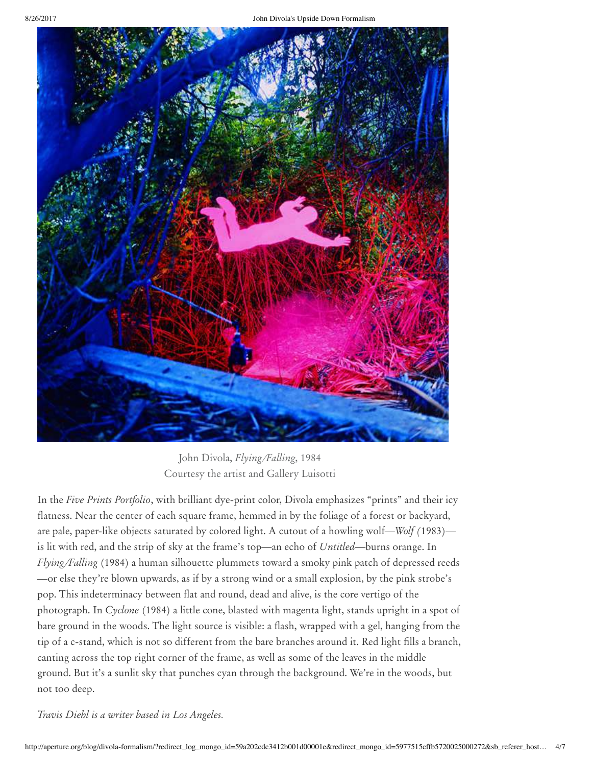John Divola, *Flying/Falling*, 1984
Courtesy the artist and Gallery Luisotti

In the *Five Prints Portfolio*, with brilliant dye-print color, Divola emphasizes "prints" and their icy flatness. Near the center of each square frame, hemmed in by the foliage of a forest or backyard, are pale, paper-like objects saturated by colored light. A cutout of a howling wolf—*Wolf (*1983)—is lit with red, and the strip of sky at the frame's top—an echo of *Untitled*—burns orange. In *Flying/Falling* (1984) a human silhouette plummets toward a smoky pink patch of depressed reeds—or else they're blown upwards, as if by a strong wind or a small explosion, by the pink strobe's pop. This indeterminacy between flat and round, dead and alive, is the core vertigo of the photograph. In *Cyclone* (1984) a little cone, blasted with magenta light, stands upright in a spot of bare ground in the woods. The light source is visible: a flash, wrapped with a gel, hanging from the tip of a c-stand, which is not so different from the bare branches around it. Red light fills a branch, canting across the top right corner of the frame, as well as some of the leaves in the middle ground. But it's a sunlit sky that punches cyan through the background. We're in the woods, but not too deep.

*Travis Diehl is a writer based in Los Angeles.*